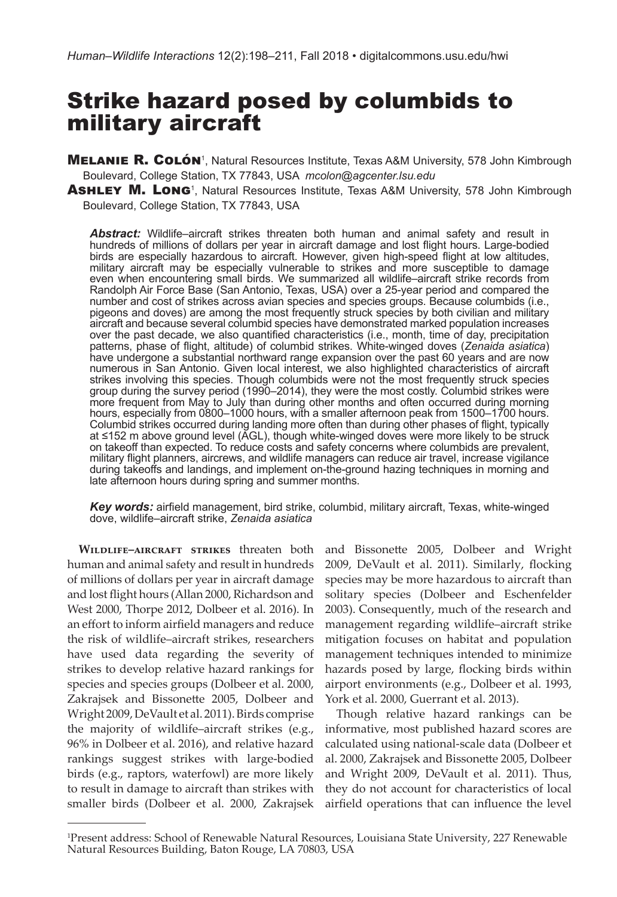# Strike hazard posed by columbids to military aircraft

**Melanie R. Colón**[1], Natural Resources Institute, Texas A&M University, 578 John Kimbrough Boulevard, College Station, TX 77843, USA *mcolon@agcenter.lsu.edu*

**Ashley M. Long**[1], Natural Resources Institute, Texas A&M University, 578 John Kimbrough Boulevard, College Station, TX 77843, USA

***Abstract:*** Wildlife–aircraft strikes threaten both human and animal safety and result in hundreds of millions of dollars per year in aircraft damage and lost flight hours. Large-bodied birds are especially hazardous to aircraft. However, given high-speed flight at low altitudes, military aircraft may be especially vulnerable to strikes and more susceptible to damage even when encountering small birds. We summarized all wildlife–aircraft strike records from Randolph Air Force Base (San Antonio, Texas, USA) over a 25-year period and compared the number and cost of strikes across avian species and species groups. Because columbids (i.e., pigeons and doves) are among the most frequently struck species by both civilian and military aircraft and because several columbid species have demonstrated marked population increases over the past decade, we also quantified characteristics (i.e., month, time of day, precipitation patterns, phase of flight, altitude) of columbid strikes. White-winged doves (*Zenaida asiatica*) have undergone a substantial northward range expansion over the past 60 years and are now numerous in San Antonio. Given local interest, we also highlighted characteristics of aircraft strikes involving this species. Though columbids were not the most frequently struck species group during the survey period (1990–2014), they were the most costly. Columbid strikes were more frequent from May to July than during other months and often occurred during morning hours, especially from 0800–1000 hours, with a smaller afternoon peak from 1500–1700 hours. Columbid strikes occurred during landing more often than during other phases of flight, typically at ≤152 m above ground level (AGL), though white-winged doves were more likely to be struck on takeoff than expected. To reduce costs and safety concerns where columbids are prevalent, military flight planners, aircrews, and wildlife managers can reduce air travel, increase vigilance during takeoffs and landings, and implement on-the-ground hazing techniques in morning and late afternoon hours during spring and summer months.

***Key words:*** airfield management, bird strike, columbid, military aircraft, Texas, white-winged dove, wildlife–aircraft strike, *Zenaida asiatica*

**Wildlife–aircraft strikes** threaten both human and animal safety and result in hundreds of millions of dollars per year in aircraft damage and lost flight hours (Allan 2000, Richardson and West 2000, Thorpe 2012, Dolbeer et al. 2016). In an effort to inform airfield managers and reduce the risk of wildlife–aircraft strikes, researchers have used data regarding the severity of strikes to develop relative hazard rankings for species and species groups (Dolbeer et al. 2000, Zakrajsek and Bissonette 2005, Dolbeer and Wright 2009, DeVault et al. 2011). Birds comprise the majority of wildlife–aircraft strikes (e.g., 96% in Dolbeer et al. 2016), and relative hazard rankings suggest strikes with large-bodied birds (e.g., raptors, waterfowl) are more likely to result in damage to aircraft than strikes with smaller birds (Dolbeer et al. 2000, Zakrajsek and Bissonette 2005, Dolbeer and Wright 2009, DeVault et al. 2011). Similarly, flocking species may be more hazardous to aircraft than solitary species (Dolbeer and Eschenfelder 2003). Consequently, much of the research and management regarding wildlife–aircraft strike mitigation focuses on habitat and population management techniques intended to minimize hazards posed by large, flocking birds within airport environments (e.g., Dolbeer et al. 1993, York et al. 2000, Guerrant et al. 2013).

Though relative hazard rankings can be informative, most published hazard scores are calculated using national-scale data (Dolbeer et al. 2000, Zakrajsek and Bissonette 2005, Dolbeer and Wright 2009, DeVault et al. 2011). Thus, they do not account for characteristics of local airfield operations that can influence the level

[1]Present address: School of Renewable Natural Resources, Louisiana State University, 227 Renewable Natural Resources Building, Baton Rouge, LA 70803, USA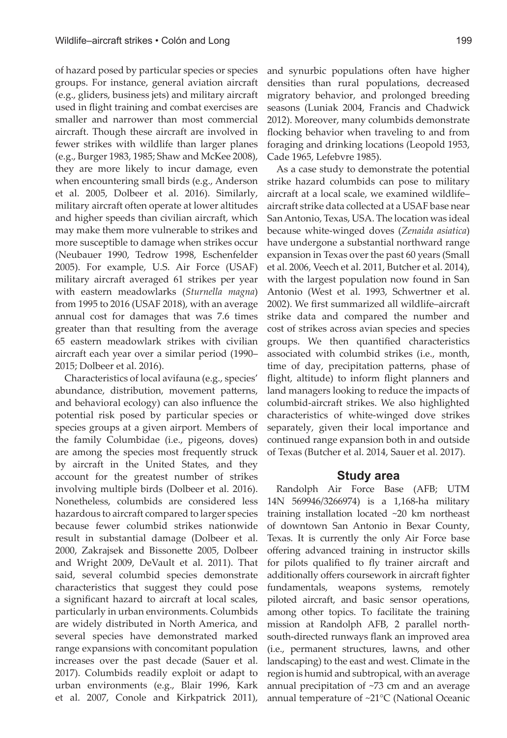of hazard posed by particular species or species groups. For instance, general aviation aircraft (e.g., gliders, business jets) and military aircraft used in flight training and combat exercises are smaller and narrower than most commercial aircraft. Though these aircraft are involved in fewer strikes with wildlife than larger planes (e.g., Burger 1983, 1985; Shaw and McKee 2008), they are more likely to incur damage, even when encountering small birds (e.g., Anderson et al. 2005, Dolbeer et al. 2016). Similarly, military aircraft often operate at lower altitudes and higher speeds than civilian aircraft, which may make them more vulnerable to strikes and more susceptible to damage when strikes occur (Neubauer 1990, Tedrow 1998, Eschenfelder 2005). For example, U.S. Air Force (USAF) military aircraft averaged 61 strikes per year with eastern meadowlarks (*Sturnella magna*) from 1995 to 2016 (USAF 2018), with an average annual cost for damages that was 7.6 times greater than that resulting from the average 65 eastern meadowlark strikes with civilian aircraft each year over a similar period (1990–2015; Dolbeer et al. 2016).

Characteristics of local avifauna (e.g., species' abundance, distribution, movement patterns, and behavioral ecology) can also influence the potential risk posed by particular species or species groups at a given airport. Members of the family Columbidae (i.e., pigeons, doves) are among the species most frequently struck by aircraft in the United States, and they account for the greatest number of strikes involving multiple birds (Dolbeer et al. 2016). Nonetheless, columbids are considered less hazardous to aircraft compared to larger species because fewer columbid strikes nationwide result in substantial damage (Dolbeer et al. 2000, Zakrajsek and Bissonette 2005, Dolbeer and Wright 2009, DeVault et al. 2011). That said, several columbid species demonstrate characteristics that suggest they could pose a significant hazard to aircraft at local scales, particularly in urban environments. Columbids are widely distributed in North America, and several species have demonstrated marked range expansions with concomitant population increases over the past decade (Sauer et al. 2017). Columbids readily exploit or adapt to urban environments (e.g., Blair 1996, Kark et al. 2007, Conole and Kirkpatrick 2011), and synurbic populations often have higher densities than rural populations, decreased migratory behavior, and prolonged breeding seasons (Luniak 2004, Francis and Chadwick 2012). Moreover, many columbids demonstrate flocking behavior when traveling to and from foraging and drinking locations (Leopold 1953, Cade 1965, Lefebvre 1985).

As a case study to demonstrate the potential strike hazard columbids can pose to military aircraft at a local scale, we examined wildlife–aircraft strike data collected at a USAF base near San Antonio, Texas, USA. The location was ideal because white-winged doves (*Zenaida asiatica*) have undergone a substantial northward range expansion in Texas over the past 60 years (Small et al. 2006, Veech et al. 2011, Butcher et al. 2014), with the largest population now found in San Antonio (West et al. 1993, Schwertner et al. 2002). We first summarized all wildlife–aircraft strike data and compared the number and cost of strikes across avian species and species groups. We then quantified characteristics associated with columbid strikes (i.e., month, time of day, precipitation patterns, phase of flight, altitude) to inform flight planners and land managers looking to reduce the impacts of columbid-aircraft strikes. We also highlighted characteristics of white-winged dove strikes separately, given their local importance and continued range expansion both in and outside of Texas (Butcher et al. 2014, Sauer et al. 2017).

## Study area

Randolph Air Force Base (AFB; UTM 14N 569946/3266974) is a 1,168-ha military training installation located ~20 km northeast of downtown San Antonio in Bexar County, Texas. It is currently the only Air Force base offering advanced training in instructor skills for pilots qualified to fly trainer aircraft and additionally offers coursework in aircraft fighter fundamentals, weapons systems, remotely piloted aircraft, and basic sensor operations, among other topics. To facilitate the training mission at Randolph AFB, 2 parallel north-south-directed runways flank an improved area (i.e., permanent structures, lawns, and other landscaping) to the east and west. Climate in the region is humid and subtropical, with an average annual precipitation of ~73 cm and an average annual temperature of ~21°C (National Oceanic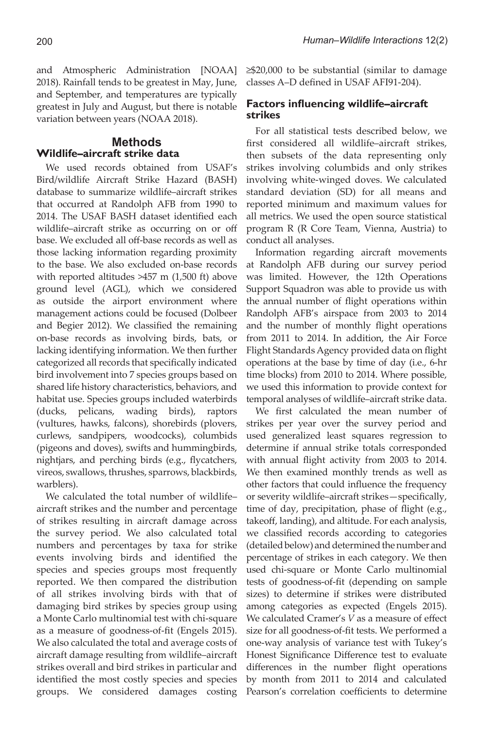and Atmospheric Administration [NOAA] 2018). Rainfall tends to be greatest in May, June, and September, and temperatures are typically greatest in July and August, but there is notable variation between years (NOAA 2018).

# Methods

## Wildlife–aircraft strike data

We used records obtained from USAF's Bird/wildlife Aircraft Strike Hazard (BASH) database to summarize wildlife–aircraft strikes that occurred at Randolph AFB from 1990 to 2014. The USAF BASH dataset identified each wildlife–aircraft strike as occurring on or off base. We excluded all off-base records as well as those lacking information regarding proximity to the base. We also excluded on-base records with reported altitudes >457 m (1,500 ft) above ground level (AGL), which we considered as outside the airport environment where management actions could be focused (Dolbeer and Begier 2012). We classified the remaining on-base records as involving birds, bats, or lacking identifying information. We then further categorized all records that specifically indicated bird involvement into 7 species groups based on shared life history characteristics, behaviors, and habitat use. Species groups included waterbirds (ducks, pelicans, wading birds), raptors (vultures, hawks, falcons), shorebirds (plovers, curlews, sandpipers, woodcocks), columbids (pigeons and doves), swifts and hummingbirds, nightjars, and perching birds (e.g., flycatchers, vireos, swallows, thrushes, sparrows, blackbirds, warblers).

We calculated the total number of wildlife–aircraft strikes and the number and percentage of strikes resulting in aircraft damage across the survey period. We also calculated total numbers and percentages by taxa for strike events involving birds and identified the species and species groups most frequently reported. We then compared the distribution of all strikes involving birds with that of damaging bird strikes by species group using a Monte Carlo multinomial test with chi-square as a measure of goodness-of-fit (Engels 2015). We also calculated the total and average costs of aircraft damage resulting from wildlife–aircraft strikes overall and bird strikes in particular and identified the most costly species and species groups. We considered damages costing ≥$20,000 to be substantial (similar to damage classes A–D defined in USAF AFI91-204).

## Factors influencing wildlife–aircraft strikes

For all statistical tests described below, we first considered all wildlife–aircraft strikes, then subsets of the data representing only strikes involving columbids and only strikes involving white-winged doves. We calculated standard deviation (SD) for all means and reported minimum and maximum values for all metrics. We used the open source statistical program R (R Core Team, Vienna, Austria) to conduct all analyses.

Information regarding aircraft movements at Randolph AFB during our survey period was limited. However, the 12th Operations Support Squadron was able to provide us with the annual number of flight operations within Randolph AFB's airspace from 2003 to 2014 and the number of monthly flight operations from 2011 to 2014. In addition, the Air Force Flight Standards Agency provided data on flight operations at the base by time of day (i.e., 6-hr time blocks) from 2010 to 2014. Where possible, we used this information to provide context for temporal analyses of wildlife–aircraft strike data.

We first calculated the mean number of strikes per year over the survey period and used generalized least squares regression to determine if annual strike totals corresponded with annual flight activity from 2003 to 2014. We then examined monthly trends as well as other factors that could influence the frequency or severity wildlife–aircraft strikes—specifically, time of day, precipitation, phase of flight (e.g., takeoff, landing), and altitude. For each analysis, we classified records according to categories (detailed below) and determined the number and percentage of strikes in each category. We then used chi-square or Monte Carlo multinomial tests of goodness-of-fit (depending on sample sizes) to determine if strikes were distributed among categories as expected (Engels 2015). We calculated Cramer's $V$ as a measure of effect size for all goodness-of-fit tests. We performed a one-way analysis of variance test with Tukey's Honest Significance Difference test to evaluate differences in the number flight operations by month from 2011 to 2014 and calculated Pearson's correlation coefficients to determine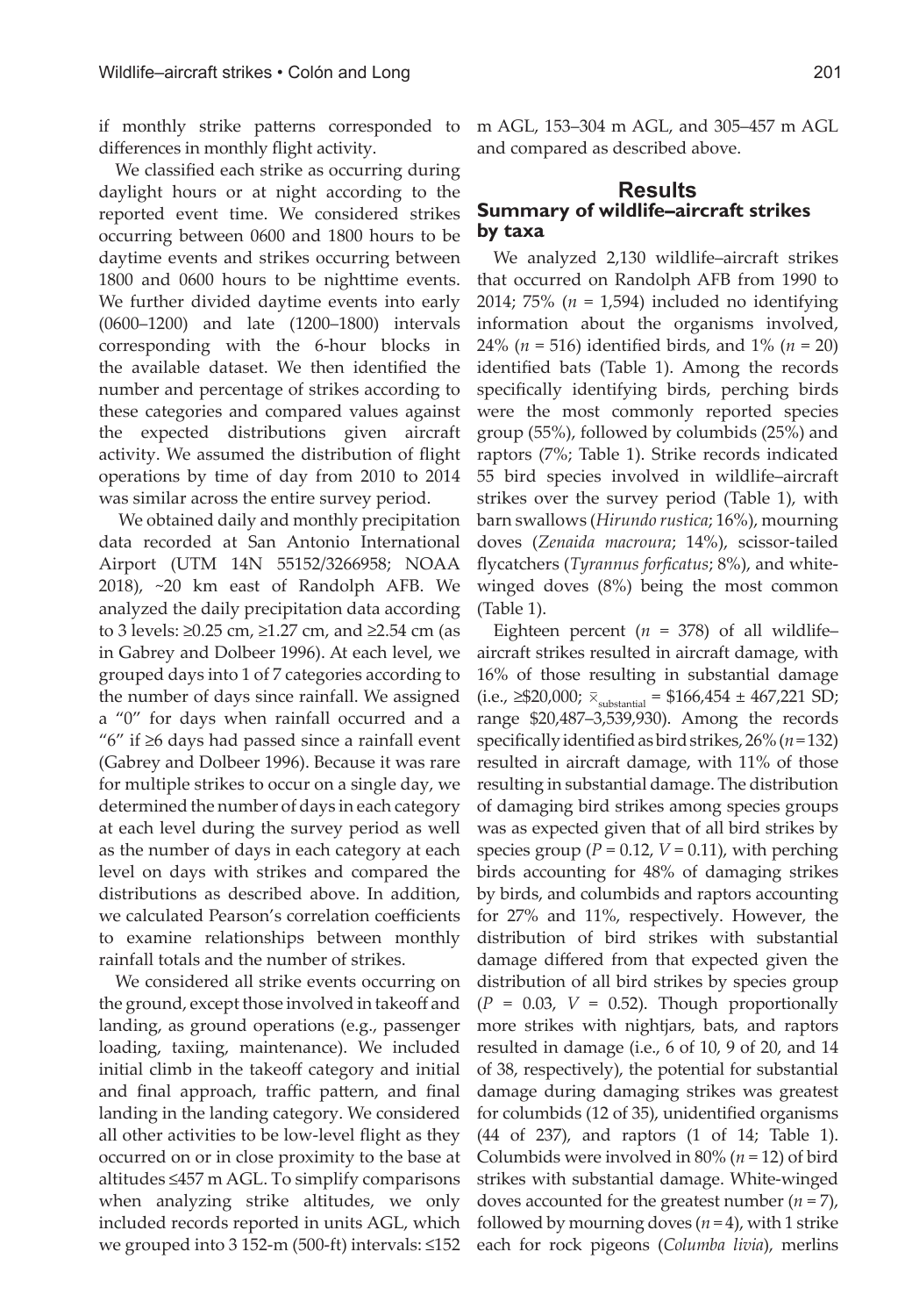if monthly strike patterns corresponded to differences in monthly flight activity.

We classified each strike as occurring during daylight hours or at night according to the reported event time. We considered strikes occurring between 0600 and 1800 hours to be daytime events and strikes occurring between 1800 and 0600 hours to be nighttime events. We further divided daytime events into early (0600–1200) and late (1200–1800) intervals corresponding with the 6-hour blocks in the available dataset. We then identified the number and percentage of strikes according to these categories and compared values against the expected distributions given aircraft activity. We assumed the distribution of flight operations by time of day from 2010 to 2014 was similar across the entire survey period.

We obtained daily and monthly precipitation data recorded at San Antonio International Airport (UTM 14N 55152/3266958; NOAA 2018), ~20 km east of Randolph AFB. We analyzed the daily precipitation data according to 3 levels: ≥0.25 cm, ≥1.27 cm, and ≥2.54 cm (as in Gabrey and Dolbeer 1996). At each level, we grouped days into 1 of 7 categories according to the number of days since rainfall. We assigned a "0" for days when rainfall occurred and a "6" if ≥6 days had passed since a rainfall event (Gabrey and Dolbeer 1996). Because it was rare for multiple strikes to occur on a single day, we determined the number of days in each category at each level during the survey period as well as the number of days in each category at each level on days with strikes and compared the distributions as described above. In addition, we calculated Pearson's correlation coefficients to examine relationships between monthly rainfall totals and the number of strikes.

We considered all strike events occurring on the ground, except those involved in takeoff and landing, as ground operations (e.g., passenger loading, taxiing, maintenance). We included initial climb in the takeoff category and initial and final approach, traffic pattern, and final landing in the landing category. We considered all other activities to be low-level flight as they occurred on or in close proximity to the base at altitudes ≤457 m AGL. To simplify comparisons when analyzing strike altitudes, we only included records reported in units AGL, which we grouped into 3 152-m (500-ft) intervals: ≤152 m AGL, 153–304 m AGL, and 305–457 m AGL and compared as described above.

# Results

## Summary of wildlife–aircraft strikes by taxa

We analyzed 2,130 wildlife–aircraft strikes that occurred on Randolph AFB from 1990 to 2014; 75% ($n$ = 1,594) included no identifying information about the organisms involved, 24% ($n$ = 516) identified birds, and 1% ($n$ = 20) identified bats (Table 1). Among the records specifically identifying birds, perching birds were the most commonly reported species group (55%), followed by columbids (25%) and raptors (7%; Table 1). Strike records indicated 55 bird species involved in wildlife–aircraft strikes over the survey period (Table 1), with barn swallows (*Hirundo rustica*; 16%), mourning doves (*Zenaida macroura*; 14%), scissor-tailed flycatchers (*Tyrannus forficatus*; 8%), and white-winged doves (8%) being the most common (Table 1).

Eighteen percent ($n$ = 378) of all wildlife–aircraft strikes resulted in aircraft damage, with 16% of those resulting in substantial damage (i.e., ≥\$20,000; $\bar{x}_{substantial}$ = \$166,454 ± 467,221 SD; range \$20,487–3,539,930). Among the records specifically identified as bird strikes, 26% ($n$ = 132) resulted in aircraft damage, with 11% of those resulting in substantial damage. The distribution of damaging bird strikes among species groups was as expected given that of all bird strikes by species group ($P$ = 0.12, $V$ = 0.11), with perching birds accounting for 48% of damaging strikes by birds, and columbids and raptors accounting for 27% and 11%, respectively. However, the distribution of bird strikes with substantial damage differed from that expected given the distribution of all bird strikes by species group ($P$ = 0.03, $V$ = 0.52). Though proportionally more strikes with nightjars, bats, and raptors resulted in damage (i.e., 6 of 10, 9 of 20, and 14 of 38, respectively), the potential for substantial damage during damaging strikes was greatest for columbids (12 of 35), unidentified organisms (44 of 237), and raptors (1 of 14; Table 1). Columbids were involved in 80% ($n$ = 12) of bird strikes with substantial damage. White-winged doves accounted for the greatest number ($n$ = 7), followed by mourning doves ($n$ = 4), with 1 strike each for rock pigeons (*Columba livia*), merlins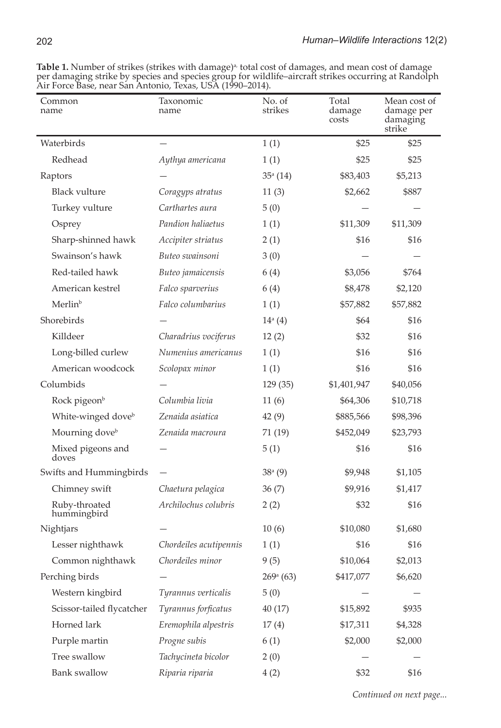**Table 1.** Number of strikes (strikes with damage)[a], total cost of damages, and mean cost of damage per damaging strike by species and species group for wildlife–aircraft strikes occurring at Randolph Air Force Base, near San Antonio, Texas, USA (1990–2014).

| Common name | Taxonomic name | No. of strikes | Total damage costs | Mean cost of damage per damaging strike |
|---|---|---|---|---|
| Waterbirds | — | 1 (1) | $25 | $25 |
| Redhead | *Aythya americana* | 1 (1) | $25 | $25 |
| Raptors | — | 35[a] (14) | $83,403 | $5,213 |
| Black vulture | *Coragyps atratus* | 11 (3) | $2,662 | $887 |
| Turkey vulture | *Carthartes aura* | 5 (0) | — | — |
| Osprey | *Pandion haliaetus* | 1 (1) | $11,309 | $11,309 |
| Sharp-shinned hawk | *Accipiter striatus* | 2 (1) | $16 | $16 |
| Swainson's hawk | *Buteo swainsoni* | 3 (0) | — | — |
| Red-tailed hawk | *Buteo jamaicensis* | 6 (4) | $3,056 | $764 |
| American kestrel | *Falco sparverius* | 6 (4) | $8,478 | $2,120 |
| Merlin[b] | *Falco columbarius* | 1 (1) | $57,882 | $57,882 |
| Shorebirds | — | 14[a] (4) | $64 | $16 |
| Killdeer | *Charadrius vociferus* | 12 (2) | $32 | $16 |
| Long-billed curlew | *Numenius americanus* | 1 (1) | $16 | $16 |
| American woodcock | *Scolopax minor* | 1 (1) | $16 | $16 |
| Columbids | — | 129 (35) | $1,401,947 | $40,056 |
| Rock pigeon[b] | *Columbia livia* | 11 (6) | $64,306 | $10,718 |
| White-winged dove[b] | *Zenaida asiatica* | 42 (9) | $885,566 | $98,396 |
| Mourning dove[b] | *Zenaida macroura* | 71 (19) | $452,049 | $23,793 |
| Mixed pigeons and doves | — | 5 (1) | $16 | $16 |
| Swifts and Hummingbirds | — | 38[a] (9) | $9,948 | $1,105 |
| Chimney swift | *Chaetura pelagica* | 36 (7) | $9,916 | $1,417 |
| Ruby-throated hummingbird | *Archilochus colubris* | 2 (2) | $32 | $16 |
| Nightjars | — | 10 (6) | $10,080 | $1,680 |
| Lesser nighthawk | *Chordeiles acutipennis* | 1 (1) | $16 | $16 |
| Common nighthawk | *Chordeiles minor* | 9 (5) | $10,064 | $2,013 |
| Perching birds | — | 269[a] (63) | $417,077 | $6,620 |
| Western kingbird | *Tyrannus verticalis* | 5 (0) | — | — |
| Scissor-tailed flycatcher | *Tyrannus forficatus* | 40 (17) | $15,892 | $935 |
| Horned lark | *Eremophila alpestris* | 17 (4) | $17,311 | $4,328 |
| Purple martin | *Progne subis* | 6 (1) | $2,000 | $2,000 |
| Tree swallow | *Tachycineta bicolor* | 2 (0) | — | — |
| Bank swallow | *Riparia riparia* | 4 (2) | $32 | $16 |

*Continued on next page...*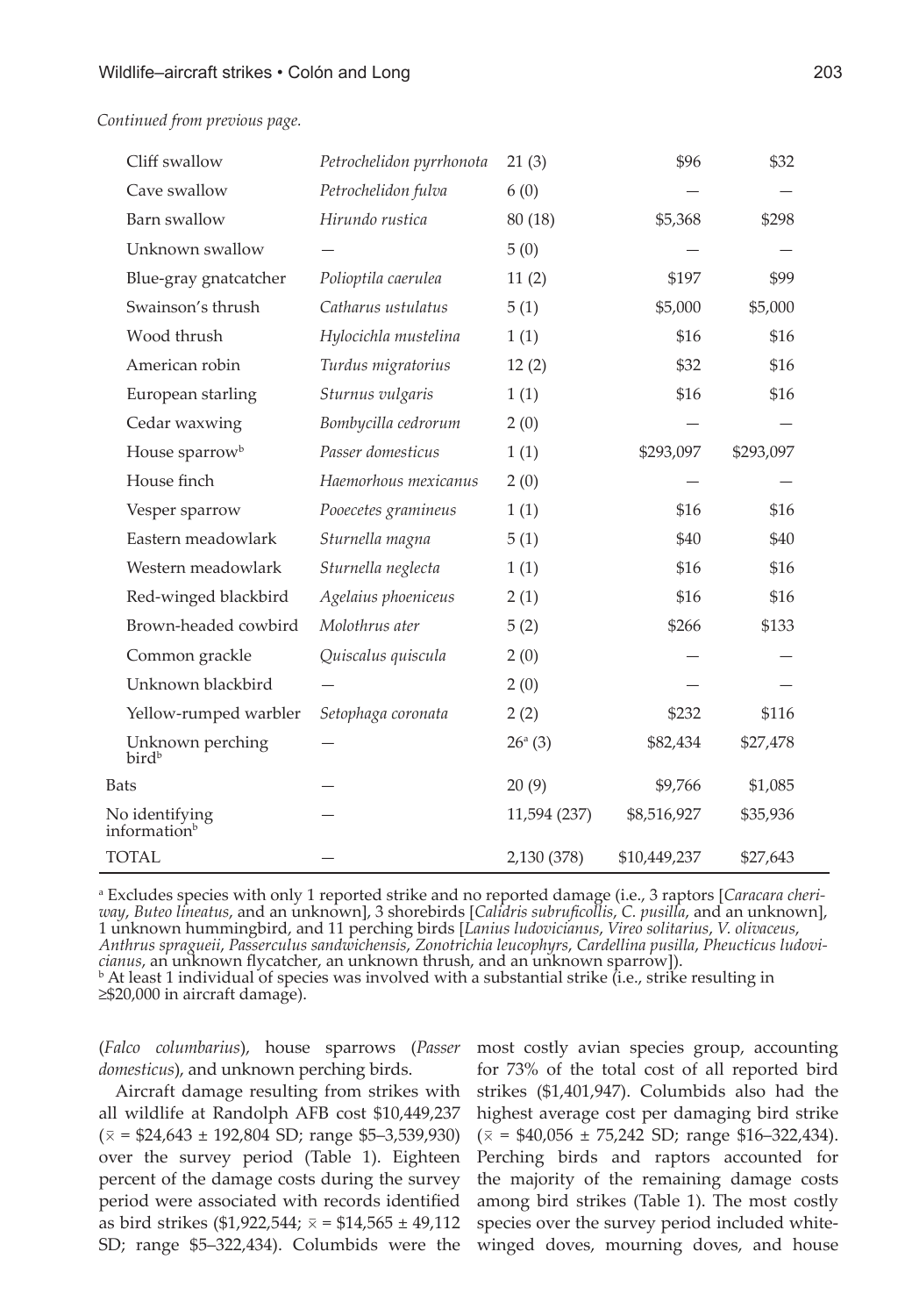*Continued from previous page.*

| | | | | |
|---|---|---|---|---|
| Cliff swallow | *Petrochelidon pyrrhonota* | 21 (3) | \$96 | \$32 |
| Cave swallow | *Petrochelidon fulva* | 6 (0) | — | — |
| Barn swallow | *Hirundo rustica* | 80 (18) | \$5,368 | \$298 |
| Unknown swallow | — | 5 (0) | — | — |
| Blue-gray gnatcatcher | *Polioptila caerulea* | 11 (2) | \$197 | \$99 |
| Swainson's thrush | *Catharus ustulatus* | 5 (1) | \$5,000 | \$5,000 |
| Wood thrush | *Hylocichla mustelina* | 1 (1) | \$16 | \$16 |
| American robin | *Turdus migratorius* | 12 (2) | \$32 | \$16 |
| European starling | *Sturnus vulgaris* | 1 (1) | \$16 | \$16 |
| Cedar waxwing | *Bombycilla cedrorum* | 2 (0) | — | — |
| House sparrow[b] | *Passer domesticus* | 1 (1) | \$293,097 | \$293,097 |
| House finch | *Haemorhous mexicanus* | 2 (0) | — | — |
| Vesper sparrow | *Pooecetes gramineus* | 1 (1) | \$16 | \$16 |
| Eastern meadowlark | *Sturnella magna* | 5 (1) | \$40 | \$40 |
| Western meadowlark | *Sturnella neglecta* | 1 (1) | \$16 | \$16 |
| Red-winged blackbird | *Agelaius phoeniceus* | 2 (1) | \$16 | \$16 |
| Brown-headed cowbird | *Molothrus ater* | 5 (2) | \$266 | \$133 |
| Common grackle | *Quiscalus quiscula* | 2 (0) | — | — |
| Unknown blackbird | — | 2 (0) | — | — |
| Yellow-rumped warbler | *Setophaga coronata* | 2 (2) | \$232 | \$116 |
| Unknown perching bird[b] | — | 26[a] (3) | \$82,434 | \$27,478 |
| Bats | — | 20 (9) | \$9,766 | \$1,085 |
| No identifying information[b] | — | 11,594 (237) | \$8,516,927 | \$35,936 |
| TOTAL | — | 2,130 (378) | \$10,449,237 | \$27,643 |

[a] Excludes species with only 1 reported strike and no reported damage (i.e., 3 raptors [*Caracara cheriway*, *Buteo lineatus*, and an unknown], 3 shorebirds [*Calidris subruficollis*, *C. pusilla*, and an unknown], 1 unknown hummingbird, and 11 perching birds [*Lanius ludovicianus*, *Vireo solitarius*, *V. olivaceus*, *Anthrus spragueii*, *Passerculus sandwichensis*, *Zonotrichia leucophyrs*, *Cardellina pusilla*, *Pheucticus ludovicianus*, an unknown flycatcher, an unknown thrush, and an unknown sparrow]).
[b] At least 1 individual of species was involved with a substantial strike (i.e., strike resulting in ≥\$20,000 in aircraft damage).

(*Falco columbarius*), house sparrows (*Passer domesticus*), and unknown perching birds.

Aircraft damage resulting from strikes with all wildlife at Randolph AFB cost \$10,449,237 ($\bar{x}$ = \$24,643 ± 192,804 SD; range \$5–3,539,930) over the survey period (Table 1). Eighteen percent of the damage costs during the survey period were associated with records identified as bird strikes (\$1,922,544; $\bar{x}$ = \$14,565 ± 49,112 SD; range \$5–322,434). Columbids were the most costly avian species group, accounting for 73% of the total cost of all reported bird strikes (\$1,401,947). Columbids also had the highest average cost per damaging bird strike ($\bar{x}$ = \$40,056 ± 75,242 SD; range \$16–322,434). Perching birds and raptors accounted for the majority of the remaining damage costs among bird strikes (Table 1). The most costly species over the survey period included white-winged doves, mourning doves, and house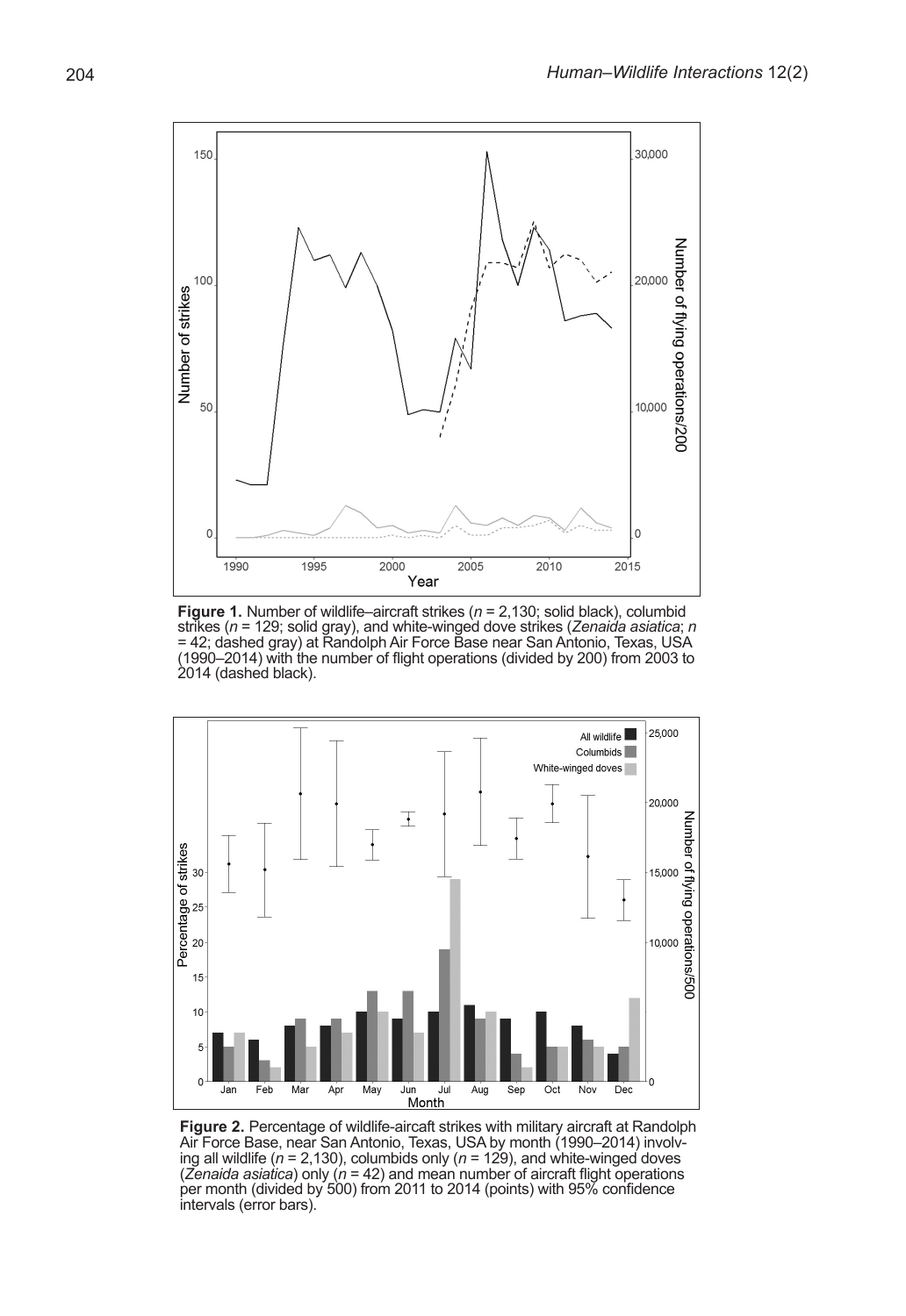**Figure 1.** Number of wildlife–aircraft strikes ($n$ = 2,130; solid black), columbid strikes ($n$ = 129; solid gray), and white-winged dove strikes (*Zenaida asiatica*; $n$ = 42; dashed gray) at Randolph Air Force Base near San Antonio, Texas, USA (1990–2014) with the number of flight operations (divided by 200) from 2003 to 2014 (dashed black).

**Figure 2.** Percentage of wildlife-aircaft strikes with military aircraft at Randolph Air Force Base, near San Antonio, Texas, USA by month (1990–2014) involving all wildlife ($n$ = 2,130), columbids only ($n$ = 129), and white-winged doves (*Zenaida asiatica*) only ($n$ = 42) and mean number of aircraft flight operations per month (divided by 500) from 2011 to 2014 (points) with 95% confidence intervals (error bars).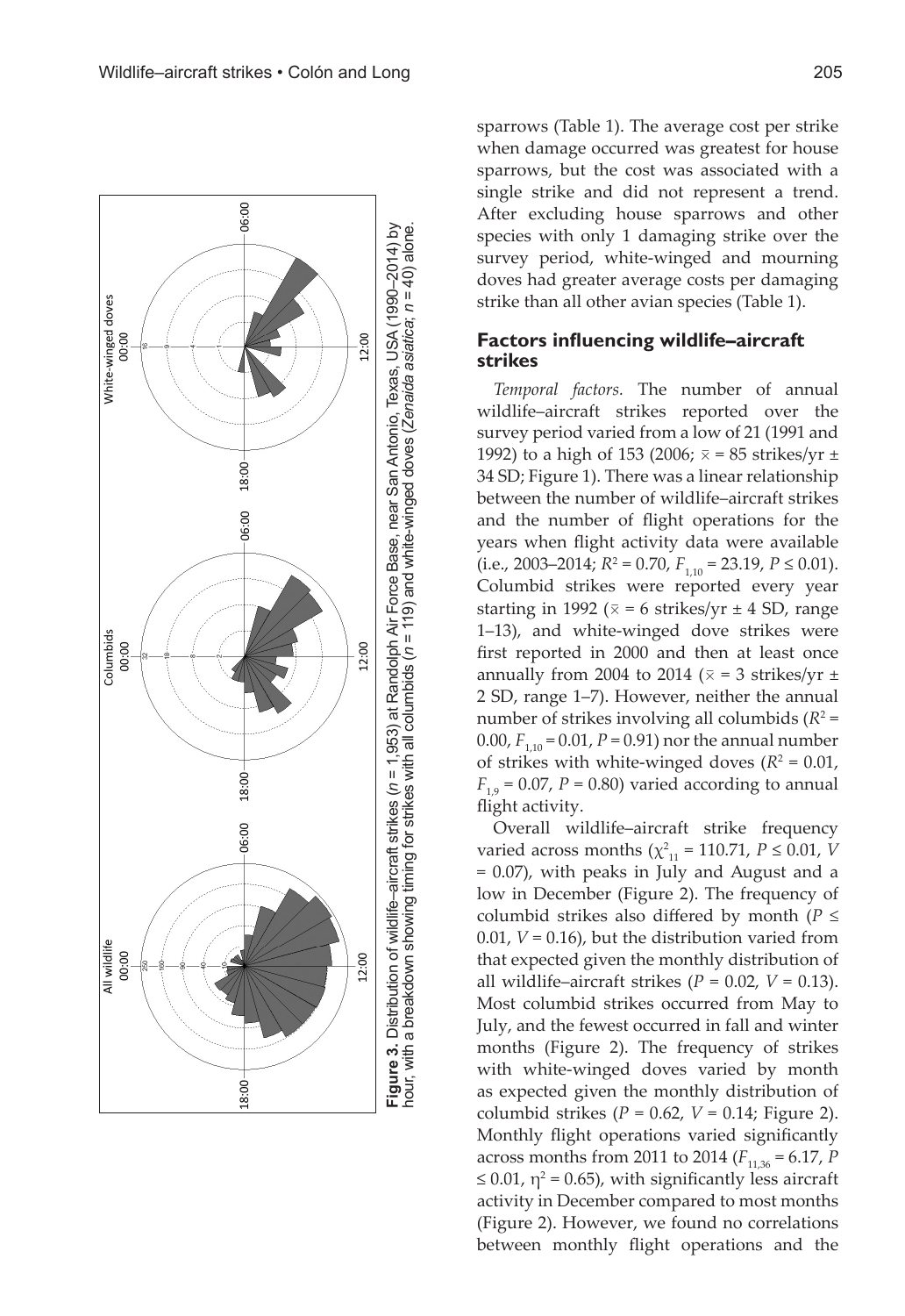**Figure 3.** Distribution of wildlife–aircraft strikes ($n$ = 1,953) at Randolph Air Force Base, near San Antonio, Texas, USA (1990–2014) by hour, with a breakdown showing timing for strikes with all columbids ($n$ = 119) and white-winged doves (*Zenaida asiatica*; $n$ = 40) alone.

sparrows (Table 1). The average cost per strike when damage occurred was greatest for house sparrows, but the cost was associated with a single strike and did not represent a trend. After excluding house sparrows and other species with only 1 damaging strike over the survey period, white-winged and mourning doves had greater average costs per damaging strike than all other avian species (Table 1).

## Factors influencing wildlife–aircraft strikes

*Temporal factors.* The number of annual wildlife–aircraft strikes reported over the survey period varied from a low of 21 (1991 and 1992) to a high of 153 (2006; $\bar{x}$ = 85 strikes/yr ± 34 SD; Figure 1). There was a linear relationship between the number of wildlife–aircraft strikes and the number of flight operations for the years when flight activity data were available (i.e., 2003–2014; $R^2 = 0.70$, $F_{1,10} = 23.19$, $P \leq 0.01$). Columbid strikes were reported every year starting in 1992 ($\bar{x}$ = 6 strikes/yr ± 4 SD, range 1–13), and white-winged dove strikes were first reported in 2000 and then at least once annually from 2004 to 2014 ($\bar{x}$ = 3 strikes/yr ± 2 SD, range 1–7). However, neither the annual number of strikes involving all columbids ($R^2$ = 0.00, $F_{1,10} = 0.01$, $P = 0.91$) nor the annual number of strikes with white-winged doves ($R^2 = 0.01$, $F_{1,9} = 0.07$, $P = 0.80$) varied according to annual flight activity.

Overall wildlife–aircraft strike frequency varied across months ($\chi^2_{11} = 110.71$, $P \leq 0.01$, $V$ = 0.07), with peaks in July and August and a low in December (Figure 2). The frequency of columbid strikes also differed by month ($P \leq$ 0.01, $V = 0.16$), but the distribution varied from that expected given the monthly distribution of all wildlife–aircraft strikes ($P = 0.02$, $V = 0.13$). Most columbid strikes occurred from May to July, and the fewest occurred in fall and winter months (Figure 2). The frequency of strikes with white-winged doves varied by month as expected given the monthly distribution of columbid strikes ($P = 0.62$, $V = 0.14$; Figure 2). Monthly flight operations varied significantly across months from 2011 to 2014 ($F_{11,36} = 6.17$, $P \leq 0.01$, $\eta^2 = 0.65$), with significantly less aircraft activity in December compared to most months (Figure 2). However, we found no correlations between monthly flight operations and the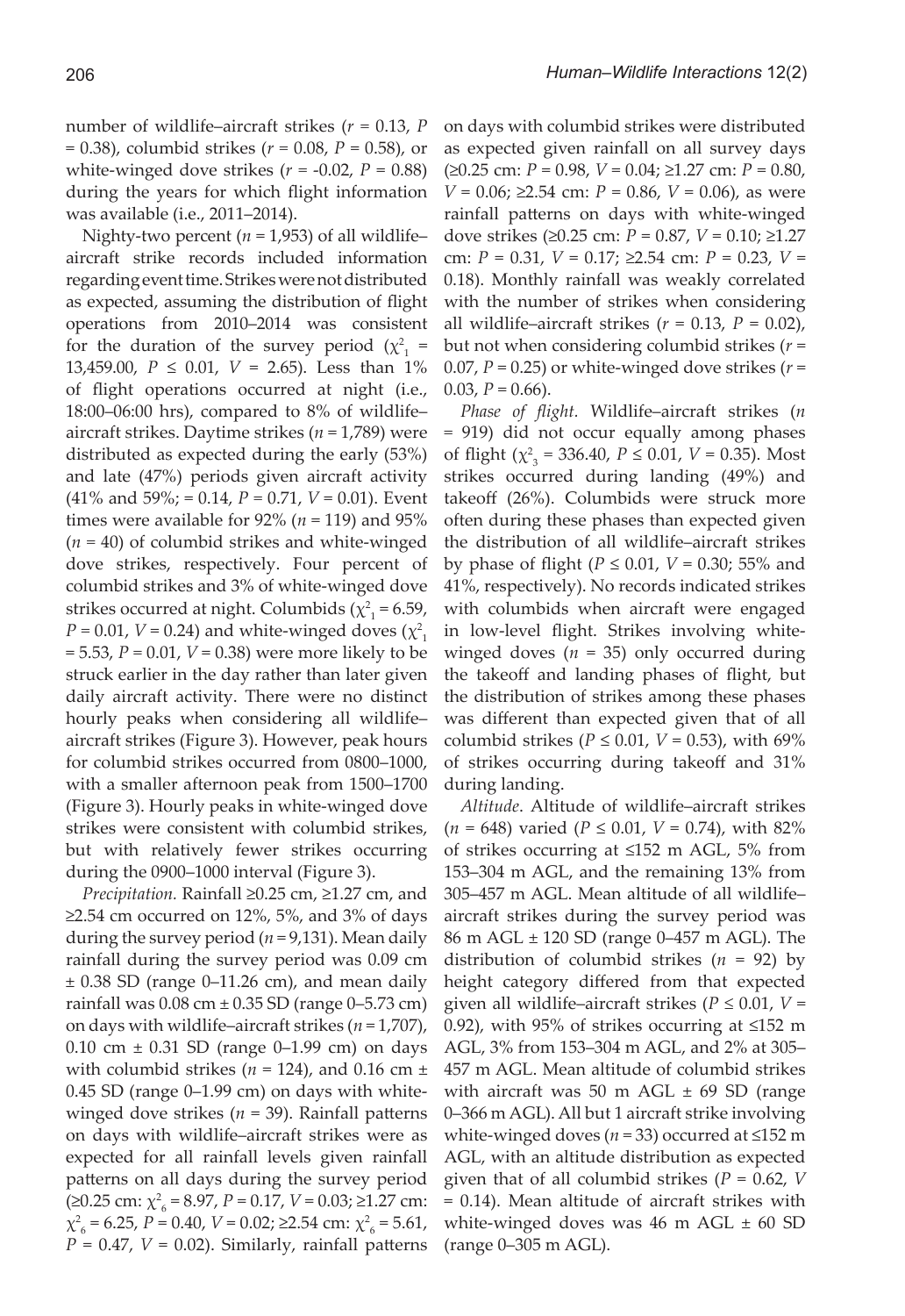number of wildlife–aircraft strikes ($r$ = 0.13, $P$ = 0.38), columbid strikes ($r$ = 0.08, $P$ = 0.58), or white-winged dove strikes ($r$ = -0.02, $P$ = 0.88) during the years for which flight information was available (i.e., 2011–2014).

Nighty-two percent ($n$ = 1,953) of all wildlife–aircraft strike records included information regarding event time. Strikes were not distributed as expected, assuming the distribution of flight operations from 2010–2014 was consistent for the duration of the survey period ($\chi^2_1$ = 13,459.00, $P \leq 0.01$, $V$ = 2.65). Less than 1% of flight operations occurred at night (i.e., 18:00–06:00 hrs), compared to 8% of wildlife–aircraft strikes. Daytime strikes ($n$ = 1,789) were distributed as expected during the early (53%) and late (47%) periods given aircraft activity (41% and 59%; = 0.14, $P$ = 0.71, $V$ = 0.01). Event times were available for 92% ($n$ = 119) and 95% ($n$ = 40) of columbid strikes and white-winged dove strikes, respectively. Four percent of columbid strikes and 3% of white-winged dove strikes occurred at night. Columbids ($\chi^2_1$ = 6.59, $P$ = 0.01, $V$ = 0.24) and white-winged doves ($\chi^2_1$ = 5.53, $P$ = 0.01, $V$ = 0.38) were more likely to be struck earlier in the day rather than later given daily aircraft activity. There were no distinct hourly peaks when considering all wildlife–aircraft strikes (Figure 3). However, peak hours for columbid strikes occurred from 0800–1000, with a smaller afternoon peak from 1500–1700 (Figure 3). Hourly peaks in white-winged dove strikes were consistent with columbid strikes, but with relatively fewer strikes occurring during the 0900–1000 interval (Figure 3).

*Precipitation.* Rainfall ≥0.25 cm, ≥1.27 cm, and ≥2.54 cm occurred on 12%, 5%, and 3% of days during the survey period ($n$ = 9,131). Mean daily rainfall during the survey period was 0.09 cm ± 0.38 SD (range 0–11.26 cm), and mean daily rainfall was 0.08 cm ± 0.35 SD (range 0–5.73 cm) on days with wildlife–aircraft strikes ($n$ = 1,707), 0.10 cm ± 0.31 SD (range 0–1.99 cm) on days with columbid strikes ($n$ = 124), and 0.16 cm ± 0.45 SD (range 0–1.99 cm) on days with white-winged dove strikes ($n$ = 39). Rainfall patterns on days with wildlife–aircraft strikes were as expected for all rainfall levels given rainfall patterns on all days during the survey period (≥0.25 cm: $\chi^2_6$ = 8.97, $P$ = 0.17, $V$ = 0.03; ≥1.27 cm: $\chi^2_6$ = 6.25, $P$ = 0.40, $V$ = 0.02; ≥2.54 cm: $\chi^2_6$ = 5.61, $P$ = 0.47, $V$ = 0.02). Similarly, rainfall patterns on days with columbid strikes were distributed as expected given rainfall on all survey days (≥0.25 cm: $P$ = 0.98, $V$ = 0.04; ≥1.27 cm: $P$ = 0.80, $V$ = 0.06; ≥2.54 cm: $P$ = 0.86, $V$ = 0.06), as were rainfall patterns on days with white-winged dove strikes (≥0.25 cm: $P$ = 0.87, $V$ = 0.10; ≥1.27 cm: $P$ = 0.31, $V$ = 0.17; ≥2.54 cm: $P$ = 0.23, $V$ = 0.18). Monthly rainfall was weakly correlated with the number of strikes when considering all wildlife–aircraft strikes ($r$ = 0.13, $P$ = 0.02), but not when considering columbid strikes ($r$ = 0.07, $P$ = 0.25) or white-winged dove strikes ($r$ = 0.03, $P$ = 0.66).

*Phase of flight.* Wildlife–aircraft strikes ($n$ = 919) did not occur equally among phases of flight ($\chi^2_3$ = 336.40, $P \leq 0.01$, $V$ = 0.35). Most strikes occurred during landing (49%) and takeoff (26%). Columbids were struck more often during these phases than expected given the distribution of all wildlife–aircraft strikes by phase of flight ($P \leq 0.01$, $V$ = 0.30; 55% and 41%, respectively). No records indicated strikes with columbids when aircraft were engaged in low-level flight. Strikes involving white-winged doves ($n$ = 35) only occurred during the takeoff and landing phases of flight, but the distribution of strikes among these phases was different than expected given that of all columbid strikes ($P \leq 0.01$, $V$ = 0.53), with 69% of strikes occurring during takeoff and 31% during landing.

*Altitude*. Altitude of wildlife–aircraft strikes ($n$ = 648) varied ($P \leq 0.01$, $V$ = 0.74), with 82% of strikes occurring at ≤152 m AGL, 5% from 153–304 m AGL, and the remaining 13% from 305–457 m AGL. Mean altitude of all wildlife–aircraft strikes during the survey period was 86 m AGL ± 120 SD (range 0–457 m AGL). The distribution of columbid strikes ($n$ = 92) by height category differed from that expected given all wildlife–aircraft strikes ($P \leq 0.01$, $V$ = 0.92), with 95% of strikes occurring at ≤152 m AGL, 3% from 153–304 m AGL, and 2% at 305–457 m AGL. Mean altitude of columbid strikes with aircraft was 50 m AGL ± 69 SD (range 0–366 m AGL). All but 1 aircraft strike involving white-winged doves ($n$ = 33) occurred at ≤152 m AGL, with an altitude distribution as expected given that of all columbid strikes ($P$ = 0.62, $V$ = 0.14). Mean altitude of aircraft strikes with white-winged doves was 46 m AGL ± 60 SD (range 0–305 m AGL).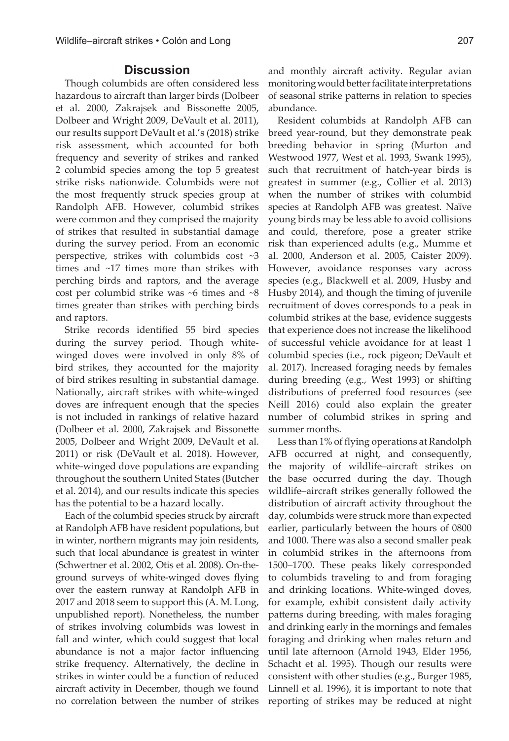## Discussion

Though columbids are often considered less hazardous to aircraft than larger birds (Dolbeer et al. 2000, Zakrajsek and Bissonette 2005, Dolbeer and Wright 2009, DeVault et al. 2011), our results support DeVault et al.'s (2018) strike risk assessment, which accounted for both frequency and severity of strikes and ranked 2 columbid species among the top 5 greatest strike risks nationwide. Columbids were not the most frequently struck species group at Randolph AFB. However, columbid strikes were common and they comprised the majority of strikes that resulted in substantial damage during the survey period. From an economic perspective, strikes with columbids cost ~3 times and ~17 times more than strikes with perching birds and raptors, and the average cost per columbid strike was ~6 times and ~8 times greater than strikes with perching birds and raptors.

Strike records identified 55 bird species during the survey period. Though white-winged doves were involved in only 8% of bird strikes, they accounted for the majority of bird strikes resulting in substantial damage. Nationally, aircraft strikes with white-winged doves are infrequent enough that the species is not included in rankings of relative hazard (Dolbeer et al. 2000, Zakrajsek and Bissonette 2005, Dolbeer and Wright 2009, DeVault et al. 2011) or risk (DeVault et al. 2018). However, white-winged dove populations are expanding throughout the southern United States (Butcher et al. 2014), and our results indicate this species has the potential to be a hazard locally.

Each of the columbid species struck by aircraft at Randolph AFB have resident populations, but in winter, northern migrants may join residents, such that local abundance is greatest in winter (Schwertner et al. 2002, Otis et al. 2008). On-the-ground surveys of white-winged doves flying over the eastern runway at Randolph AFB in 2017 and 2018 seem to support this (A. M. Long, unpublished report). Nonetheless, the number of strikes involving columbids was lowest in fall and winter, which could suggest that local abundance is not a major factor influencing strike frequency. Alternatively, the decline in strikes in winter could be a function of reduced aircraft activity in December, though we found no correlation between the number of strikes and monthly aircraft activity. Regular avian monitoring would better facilitate interpretations of seasonal strike patterns in relation to species abundance.

Resident columbids at Randolph AFB can breed year-round, but they demonstrate peak breeding behavior in spring (Murton and Westwood 1977, West et al. 1993, Swank 1995), such that recruitment of hatch-year birds is greatest in summer (e.g., Collier et al. 2013) when the number of strikes with columbid species at Randolph AFB was greatest. Naïve young birds may be less able to avoid collisions and could, therefore, pose a greater strike risk than experienced adults (e.g., Mumme et al. 2000, Anderson et al. 2005, Caister 2009). However, avoidance responses vary across species (e.g., Blackwell et al. 2009, Husby and Husby 2014), and though the timing of juvenile recruitment of doves corresponds to a peak in columbid strikes at the base, evidence suggests that experience does not increase the likelihood of successful vehicle avoidance for at least 1 columbid species (i.e., rock pigeon; DeVault et al. 2017). Increased foraging needs by females during breeding (e.g., West 1993) or shifting distributions of preferred food resources (see Neill 2016) could also explain the greater number of columbid strikes in spring and summer months.

Less than 1% of flying operations at Randolph AFB occurred at night, and consequently, the majority of wildlife–aircraft strikes on the base occurred during the day. Though wildlife–aircraft strikes generally followed the distribution of aircraft activity throughout the day, columbids were struck more than expected earlier, particularly between the hours of 0800 and 1000. There was also a second smaller peak in columbid strikes in the afternoons from 1500–1700. These peaks likely corresponded to columbids traveling to and from foraging and drinking locations. White-winged doves, for example, exhibit consistent daily activity patterns during breeding, with males foraging and drinking early in the mornings and females foraging and drinking when males return and until late afternoon (Arnold 1943, Elder 1956, Schacht et al. 1995). Though our results were consistent with other studies (e.g., Burger 1985, Linnell et al. 1996), it is important to note that reporting of strikes may be reduced at night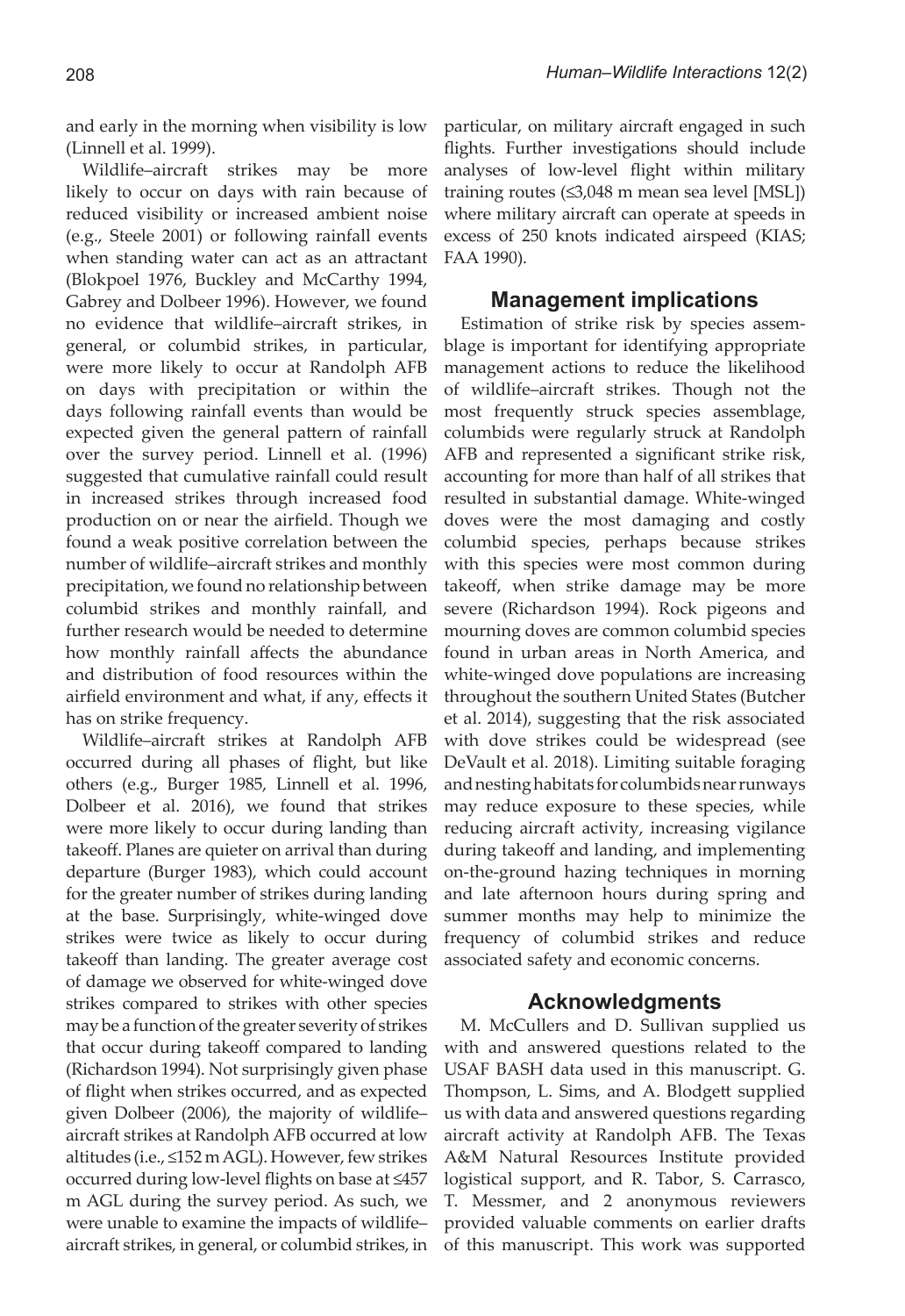and early in the morning when visibility is low (Linnell et al. 1999).

Wildlife–aircraft strikes may be more likely to occur on days with rain because of reduced visibility or increased ambient noise (e.g., Steele 2001) or following rainfall events when standing water can act as an attractant (Blokpoel 1976, Buckley and McCarthy 1994, Gabrey and Dolbeer 1996). However, we found no evidence that wildlife–aircraft strikes, in general, or columbid strikes, in particular, were more likely to occur at Randolph AFB on days with precipitation or within the days following rainfall events than would be expected given the general pattern of rainfall over the survey period. Linnell et al. (1996) suggested that cumulative rainfall could result in increased strikes through increased food production on or near the airfield. Though we found a weak positive correlation between the number of wildlife–aircraft strikes and monthly precipitation, we found no relationship between columbid strikes and monthly rainfall, and further research would be needed to determine how monthly rainfall affects the abundance and distribution of food resources within the airfield environment and what, if any, effects it has on strike frequency.

Wildlife–aircraft strikes at Randolph AFB occurred during all phases of flight, but like others (e.g., Burger 1985, Linnell et al. 1996, Dolbeer et al. 2016), we found that strikes were more likely to occur during landing than takeoff. Planes are quieter on arrival than during departure (Burger 1983), which could account for the greater number of strikes during landing at the base. Surprisingly, white-winged dove strikes were twice as likely to occur during takeoff than landing. The greater average cost of damage we observed for white-winged dove strikes compared to strikes with other species may be a function of the greater severity of strikes that occur during takeoff compared to landing (Richardson 1994). Not surprisingly given phase of flight when strikes occurred, and as expected given Dolbeer (2006), the majority of wildlife–aircraft strikes at Randolph AFB occurred at low altitudes (i.e., ≤152 m AGL). However, few strikes occurred during low-level flights on base at ≤457 m AGL during the survey period. As such, we were unable to examine the impacts of wildlife–aircraft strikes, in general, or columbid strikes, in particular, on military aircraft engaged in such flights. Further investigations should include analyses of low-level flight within military training routes (≤3,048 m mean sea level [MSL]) where military aircraft can operate at speeds in excess of 250 knots indicated airspeed (KIAS; FAA 1990).

## Management implications

Estimation of strike risk by species assemblage is important for identifying appropriate management actions to reduce the likelihood of wildlife–aircraft strikes. Though not the most frequently struck species assemblage, columbids were regularly struck at Randolph AFB and represented a significant strike risk, accounting for more than half of all strikes that resulted in substantial damage. White-winged doves were the most damaging and costly columbid species, perhaps because strikes with this species were most common during takeoff, when strike damage may be more severe (Richardson 1994). Rock pigeons and mourning doves are common columbid species found in urban areas in North America, and white-winged dove populations are increasing throughout the southern United States (Butcher et al. 2014), suggesting that the risk associated with dove strikes could be widespread (see DeVault et al. 2018). Limiting suitable foraging and nesting habitats for columbids near runways may reduce exposure to these species, while reducing aircraft activity, increasing vigilance during takeoff and landing, and implementing on-the-ground hazing techniques in morning and late afternoon hours during spring and summer months may help to minimize the frequency of columbid strikes and reduce associated safety and economic concerns.

## Acknowledgments

M. McCullers and D. Sullivan supplied us with and answered questions related to the USAF BASH data used in this manuscript. G. Thompson, L. Sims, and A. Blodgett supplied us with data and answered questions regarding aircraft activity at Randolph AFB. The Texas A&M Natural Resources Institute provided logistical support, and R. Tabor, S. Carrasco, T. Messmer, and 2 anonymous reviewers provided valuable comments on earlier drafts of this manuscript. This work was supported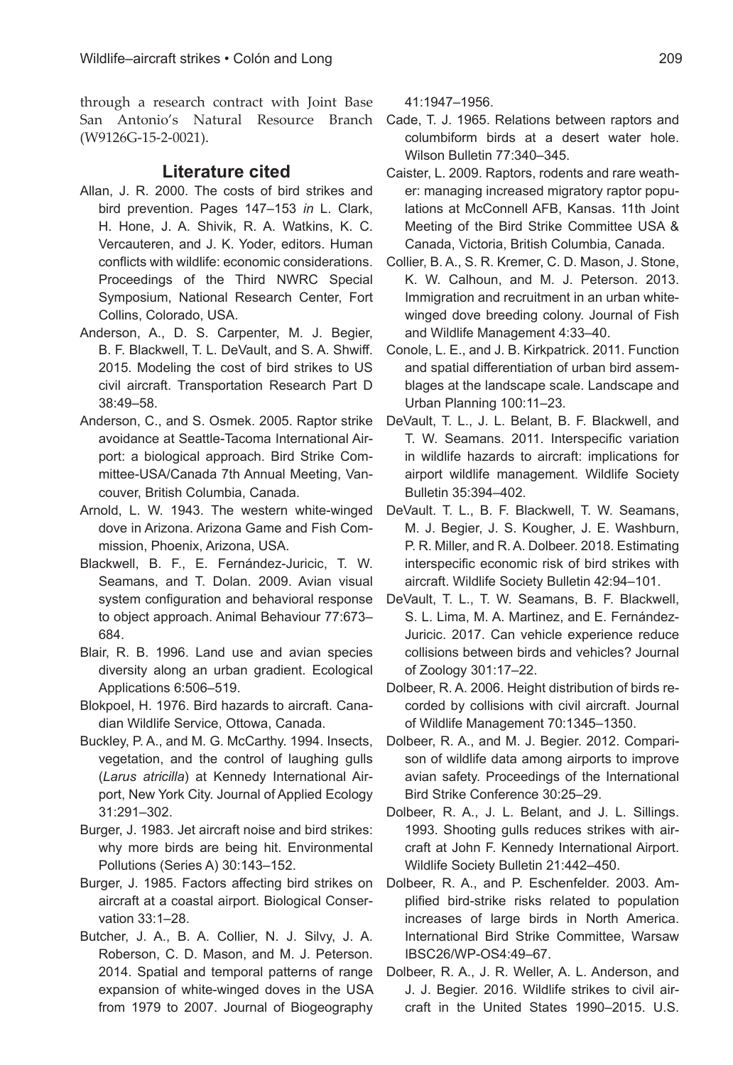through a research contract with Joint Base San Antonio's Natural Resource Branch (W9126G-15-2-0021).

## Literature cited

Allan, J. R. 2000. The costs of bird strikes and bird prevention. Pages 147–153 *in* L. Clark, H. Hone, J. A. Shivik, R. A. Watkins, K. C. Vercauteren, and J. K. Yoder, editors. Human conflicts with wildlife: economic considerations. Proceedings of the Third NWRC Special Symposium, National Research Center, Fort Collins, Colorado, USA.

Anderson, A., D. S. Carpenter, M. J. Begier, B. F. Blackwell, T. L. DeVault, and S. A. Shwiff. 2015. Modeling the cost of bird strikes to US civil aircraft. Transportation Research Part D 38:49–58.

Anderson, C., and S. Osmek. 2005. Raptor strike avoidance at Seattle-Tacoma International Airport: a biological approach. Bird Strike Committee-USA/Canada 7th Annual Meeting, Vancouver, British Columbia, Canada.

Arnold, L. W. 1943. The western white-winged dove in Arizona. Arizona Game and Fish Commission, Phoenix, Arizona, USA.

Blackwell, B. F., E. Fernández-Juricic, T. W. Seamans, and T. Dolan. 2009. Avian visual system configuration and behavioral response to object approach. Animal Behaviour 77:673–684.

Blair, R. B. 1996. Land use and avian species diversity along an urban gradient. Ecological Applications 6:506–519.

Blokpoel, H. 1976. Bird hazards to aircraft. Canadian Wildlife Service, Ottowa, Canada.

Buckley, P. A., and M. G. McCarthy. 1994. Insects, vegetation, and the control of laughing gulls (*Larus atricilla*) at Kennedy International Airport, New York City. Journal of Applied Ecology 31:291–302.

Burger, J. 1983. Jet aircraft noise and bird strikes: why more birds are being hit. Environmental Pollutions (Series A) 30:143–152.

Burger, J. 1985. Factors affecting bird strikes on aircraft at a coastal airport. Biological Conservation 33:1–28.

Butcher, J. A., B. A. Collier, N. J. Silvy, J. A. Roberson, C. D. Mason, and M. J. Peterson. 2014. Spatial and temporal patterns of range expansion of white-winged doves in the USA from 1979 to 2007. Journal of Biogeography 41:1947–1956.

Cade, T. J. 1965. Relations between raptors and columbiform birds at a desert water hole. Wilson Bulletin 77:340–345.

Caister, L. 2009. Raptors, rodents and rare weather: managing increased migratory raptor populations at McConnell AFB, Kansas. 11th Joint Meeting of the Bird Strike Committee USA & Canada, Victoria, British Columbia, Canada.

Collier, B. A., S. R. Kremer, C. D. Mason, J. Stone, K. W. Calhoun, and M. J. Peterson. 2013. Immigration and recruitment in an urban white-winged dove breeding colony. Journal of Fish and Wildlife Management 4:33–40.

Conole, L. E., and J. B. Kirkpatrick. 2011. Function and spatial differentiation of urban bird assemblages at the landscape scale. Landscape and Urban Planning 100:11–23.

DeVault, T. L., J. L. Belant, B. F. Blackwell, and T. W. Seamans. 2011. Interspecific variation in wildlife hazards to aircraft: implications for airport wildlife management. Wildlife Society Bulletin 35:394–402.

DeVault. T. L., B. F. Blackwell, T. W. Seamans, M. J. Begier, J. S. Kougher, J. E. Washburn, P. R. Miller, and R. A. Dolbeer. 2018. Estimating interspecific economic risk of bird strikes with aircraft. Wildlife Society Bulletin 42:94–101.

DeVault, T. L., T. W. Seamans, B. F. Blackwell, S. L. Lima, M. A. Martinez, and E. Fernández-Juricic. 2017. Can vehicle experience reduce collisions between birds and vehicles? Journal of Zoology 301:17–22.

Dolbeer, R. A. 2006. Height distribution of birds recorded by collisions with civil aircraft. Journal of Wildlife Management 70:1345–1350.

Dolbeer, R. A., and M. J. Begier. 2012. Comparison of wildlife data among airports to improve avian safety. Proceedings of the International Bird Strike Conference 30:25–29.

Dolbeer, R. A., J. L. Belant, and J. L. Sillings. 1993. Shooting gulls reduces strikes with aircraft at John F. Kennedy International Airport. Wildlife Society Bulletin 21:442–450.

Dolbeer, R. A., and P. Eschenfelder. 2003. Amplified bird-strike risks related to population increases of large birds in North America. International Bird Strike Committee, Warsaw IBSC26/WP-OS4:49–67.

Dolbeer, R. A., J. R. Weller, A. L. Anderson, and J. J. Begier. 2016. Wildlife strikes to civil aircraft in the United States 1990–2015. U.S.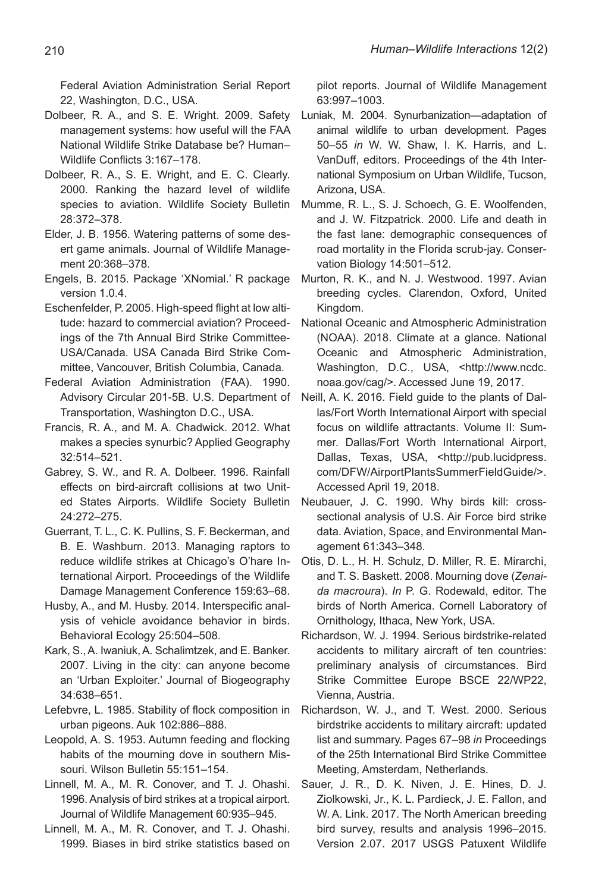Federal Aviation Administration Serial Report 22, Washington, D.C., USA.

Dolbeer, R. A., and S. E. Wright. 2009. Safety management systems: how useful will the FAA National Wildlife Strike Database be? Human–Wildlife Conflicts 3:167–178.

Dolbeer, R. A., S. E. Wright, and E. C. Clearly. 2000. Ranking the hazard level of wildlife species to aviation. Wildlife Society Bulletin 28:372–378.

Elder, J. B. 1956. Watering patterns of some desert game animals. Journal of Wildlife Management 20:368–378.

Engels, B. 2015. Package 'XNomial.' R package version 1.0.4.

Eschenfelder, P. 2005. High-speed flight at low altitude: hazard to commercial aviation? Proceedings of the 7th Annual Bird Strike Committee-USA/Canada. USA Canada Bird Strike Committee, Vancouver, British Columbia, Canada.

Federal Aviation Administration (FAA). 1990. Advisory Circular 201-5B. U.S. Department of Transportation, Washington D.C., USA.

Francis, R. A., and M. A. Chadwick. 2012. What makes a species synurbic? Applied Geography 32:514–521.

Gabrey, S. W., and R. A. Dolbeer. 1996. Rainfall effects on bird-aircraft collisions at two United States Airports. Wildlife Society Bulletin 24:272–275.

Guerrant, T. L., C. K. Pullins, S. F. Beckerman, and B. E. Washburn. 2013. Managing raptors to reduce wildlife strikes at Chicago's O'hare International Airport. Proceedings of the Wildlife Damage Management Conference 159:63–68.

Husby, A., and M. Husby. 2014. Interspecific analysis of vehicle avoidance behavior in birds. Behavioral Ecology 25:504–508.

Kark, S., A. Iwaniuk, A. Schalimtzek, and E. Banker. 2007. Living in the city: can anyone become an 'Urban Exploiter.' Journal of Biogeography 34:638–651.

Lefebvre, L. 1985. Stability of flock composition in urban pigeons. Auk 102:886–888.

Leopold, A. S. 1953. Autumn feeding and flocking habits of the mourning dove in southern Missouri. Wilson Bulletin 55:151–154.

Linnell, M. A., M. R. Conover, and T. J. Ohashi. 1996. Analysis of bird strikes at a tropical airport. Journal of Wildlife Management 60:935–945.

Linnell, M. A., M. R. Conover, and T. J. Ohashi. 1999. Biases in bird strike statistics based on pilot reports. Journal of Wildlife Management 63:997–1003.

Luniak, M. 2004. Synurbanization—adaptation of animal wildlife to urban development. Pages 50–55 *in* W. W. Shaw, I. K. Harris, and L. VanDuff, editors. Proceedings of the 4th International Symposium on Urban Wildlife, Tucson, Arizona, USA.

Mumme, R. L., S. J. Schoech, G. E. Woolfenden, and J. W. Fitzpatrick. 2000. Life and death in the fast lane: demographic consequences of road mortality in the Florida scrub-jay. Conservation Biology 14:501–512.

Murton, R. K., and N. J. Westwood. 1997. Avian breeding cycles. Clarendon, Oxford, United Kingdom.

National Oceanic and Atmospheric Administration (NOAA). 2018. Climate at a glance. National Oceanic and Atmospheric Administration, Washington, D.C., USA, <http://www.ncdc.noaa.gov/cag/>. Accessed June 19, 2017.

Neill, A. K. 2016. Field guide to the plants of Dallas/Fort Worth International Airport with special focus on wildlife attractants. Volume II: Summer. Dallas/Fort Worth International Airport, Dallas, Texas, USA, <http://pub.lucidpress.com/DFW/AirportPlantsSummerFieldGuide/>. Accessed April 19, 2018.

Neubauer, J. C. 1990. Why birds kill: cross-sectional analysis of U.S. Air Force bird strike data. Aviation, Space, and Environmental Management 61:343–348.

Otis, D. L., H. H. Schulz, D. Miller, R. E. Mirarchi, and T. S. Baskett. 2008. Mourning dove (*Zenaida macroura*). *In* P. G. Rodewald, editor. The birds of North America. Cornell Laboratory of Ornithology, Ithaca, New York, USA.

Richardson, W. J. 1994. Serious birdstrike-related accidents to military aircraft of ten countries: preliminary analysis of circumstances. Bird Strike Committee Europe BSCE 22/WP22, Vienna, Austria.

Richardson, W. J., and T. West. 2000. Serious birdstrike accidents to military aircraft: updated list and summary. Pages 67–98 *in* Proceedings of the 25th International Bird Strike Committee Meeting, Amsterdam, Netherlands.

Sauer, J. R., D. K. Niven, J. E. Hines, D. J. Ziolkowski, Jr., K. L. Pardieck, J. E. Fallon, and W. A. Link. 2017. The North American breeding bird survey, results and analysis 1996–2015. Version 2.07. 2017 USGS Patuxent Wildlife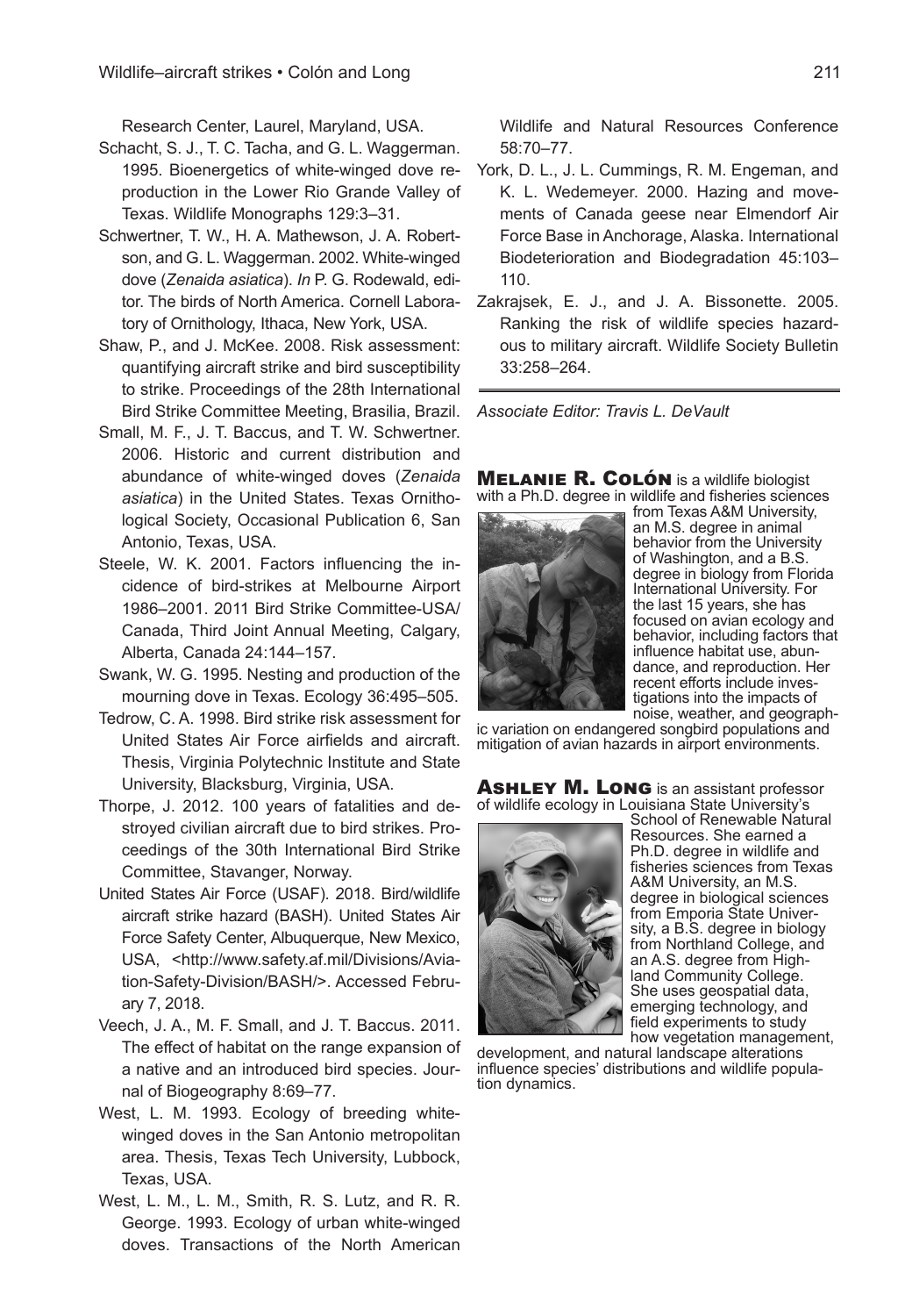Research Center, Laurel, Maryland, USA.

Schacht, S. J., T. C. Tacha, and G. L. Waggerman. 1995. Bioenergetics of white-winged dove reproduction in the Lower Rio Grande Valley of Texas. Wildlife Monographs 129:3–31.

Schwertner, T. W., H. A. Mathewson, J. A. Robertson, and G. L. Waggerman. 2002. White-winged dove (*Zenaida asiatica*). *In* P. G. Rodewald, editor. The birds of North America. Cornell Laboratory of Ornithology, Ithaca, New York, USA.

Shaw, P., and J. McKee. 2008. Risk assessment: quantifying aircraft strike and bird susceptibility to strike. Proceedings of the 28th International Bird Strike Committee Meeting, Brasilia, Brazil.

Small, M. F., J. T. Baccus, and T. W. Schwertner. 2006. Historic and current distribution and abundance of white-winged doves (*Zenaida asiatica*) in the United States. Texas Ornithological Society, Occasional Publication 6, San Antonio, Texas, USA.

Steele, W. K. 2001. Factors influencing the incidence of bird-strikes at Melbourne Airport 1986–2001. 2011 Bird Strike Committee-USA/Canada, Third Joint Annual Meeting, Calgary, Alberta, Canada 24:144–157.

Swank, W. G. 1995. Nesting and production of the mourning dove in Texas. Ecology 36:495–505.

Tedrow, C. A. 1998. Bird strike risk assessment for United States Air Force airfields and aircraft. Thesis, Virginia Polytechnic Institute and State University, Blacksburg, Virginia, USA.

Thorpe, J. 2012. 100 years of fatalities and destroyed civilian aircraft due to bird strikes. Proceedings of the 30th International Bird Strike Committee, Stavanger, Norway.

United States Air Force (USAF). 2018. Bird/wildlife aircraft strike hazard (BASH). United States Air Force Safety Center, Albuquerque, New Mexico, USA, <http://www.safety.af.mil/Divisions/Aviation-Safety-Division/BASH/>. Accessed February 7, 2018.

Veech, J. A., M. F. Small, and J. T. Baccus. 2011. The effect of habitat on the range expansion of a native and an introduced bird species. Journal of Biogeography 8:69–77.

West, L. M. 1993. Ecology of breeding white-winged doves in the San Antonio metropolitan area. Thesis, Texas Tech University, Lubbock, Texas, USA.

West, L. M., L. M., Smith, R. S. Lutz, and R. R. George. 1993. Ecology of urban white-winged doves. Transactions of the North American Wildlife and Natural Resources Conference 58:70–77.

York, D. L., J. L. Cummings, R. M. Engeman, and K. L. Wedemeyer. 2000. Hazing and movements of Canada geese near Elmendorf Air Force Base in Anchorage, Alaska. International Biodeterioration and Biodegradation 45:103–110.

Zakrajsek, E. J., and J. A. Bissonette. 2005. Ranking the risk of wildlife species hazardous to military aircraft. Wildlife Society Bulletin 33:258–264.

---

*Associate Editor: Travis L. DeVault*

**Melanie R. Colón** is a wildlife biologist with a Ph.D. degree in wildlife and fisheries sciences from Texas A&M University, an M.S. degree in animal behavior from the University of Washington, and a B.S. degree in biology from Florida International University. For the last 15 years, she has focused on avian ecology and behavior, including factors that influence habitat use, abundance, and reproduction. Her recent efforts include investigations into the impacts of noise, weather, and geographic variation on endangered songbird populations and mitigation of avian hazards in airport environments.

**Ashley M. Long** is an assistant professor of wildlife ecology in Louisiana State University's School of Renewable Natural Resources. She earned a Ph.D. degree in wildlife and fisheries sciences from Texas A&M University, an M.S. degree in biological sciences from Emporia State University, a B.S. degree in biology from Northland College, and an A.S. degree from Highland Community College. She uses geospatial data, emerging technology, and field experiments to study how vegetation management, development, and natural landscape alterations influence species' distributions and wildlife population dynamics.